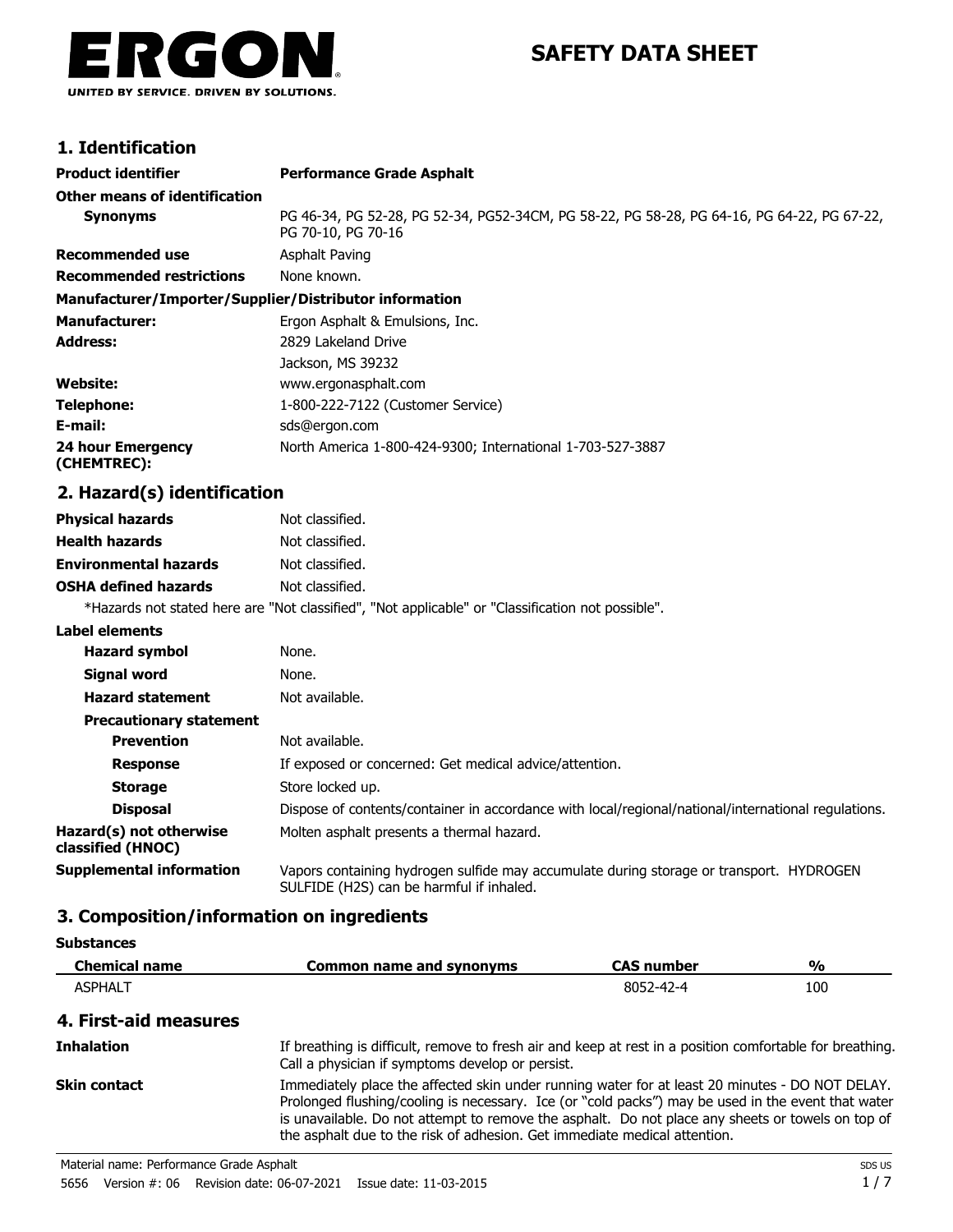**ERGON**
UNITED BY SERVICE. DRIVEN BY SOLUTIONS.

# SAFETY DATA SHEET

## 1. Identification

| | |
|---|---|
| **Product identifier** | **Performance Grade Asphalt** |
| **Other means of identification** | |
| **Synonyms** | PG 46-34, PG 52-28, PG 52-34, PG52-34CM, PG 58-22, PG 58-28, PG 64-16, PG 64-22, PG 67-22, PG 70-10, PG 70-16 |
| **Recommended use** | Asphalt Paving |
| **Recommended restrictions** | None known. |

**Manufacturer/Importer/Supplier/Distributor information**

| | |
|---|---|
| **Manufacturer:** | Ergon Asphalt & Emulsions, Inc. |
| **Address:** | 2829 Lakeland Drive<br>Jackson, MS 39232 |
| **Website:** | www.ergonasphalt.com |
| **Telephone:** | 1-800-222-7122 (Customer Service) |
| **E-mail:** | sds@ergon.com |
| **24 hour Emergency (CHEMTREC):** | North America 1-800-424-9300; International 1-703-527-3887 |

## 2. Hazard(s) identification

| | |
|---|---|
| **Physical hazards** | Not classified. |
| **Health hazards** | Not classified. |
| **Environmental hazards** | Not classified. |
| **OSHA defined hazards** | Not classified. |

*Hazards not stated here are "Not classified", "Not applicable" or "Classification not possible".

**Label elements**

| | |
|---|---|
| **Hazard symbol** | None. |
| **Signal word** | None. |
| **Hazard statement** | Not available. |
| **Precautionary statement** | |
| **Prevention** | Not available. |
| **Response** | If exposed or concerned: Get medical advice/attention. |
| **Storage** | Store locked up. |
| **Disposal** | Dispose of contents/container in accordance with local/regional/national/international regulations. |
| **Hazard(s) not otherwise classified (HNOC)** | Molten asphalt presents a thermal hazard. |
| **Supplemental information** | Vapors containing hydrogen sulfide may accumulate during storage or transport. HYDROGEN SULFIDE ($H_2S$) can be harmful if inhaled. |

## 3. Composition/information on ingredients

**Substances**

| Chemical name | Common name and synonyms | CAS number | % |
|---|---|---|---|
| ASPHALT | | 8052-42-4 | 100 |

## 4. First-aid measures

| | |
|---|---|
| **Inhalation** | If breathing is difficult, remove to fresh air and keep at rest in a position comfortable for breathing. Call a physician if symptoms develop or persist. |
| **Skin contact** | Immediately place the affected skin under running water for at least 20 minutes - DO NOT DELAY. Prolonged flushing/cooling is necessary. Ice (or "cold packs") may be used in the event that water is unavailable. Do not attempt to remove the asphalt. Do not place any sheets or towels on top of the asphalt due to the risk of adhesion. Get immediate medical attention. |

Material name: Performance Grade Asphalt
5656 Version #: 06 Revision date: 06-07-2021 Issue date: 11-03-2015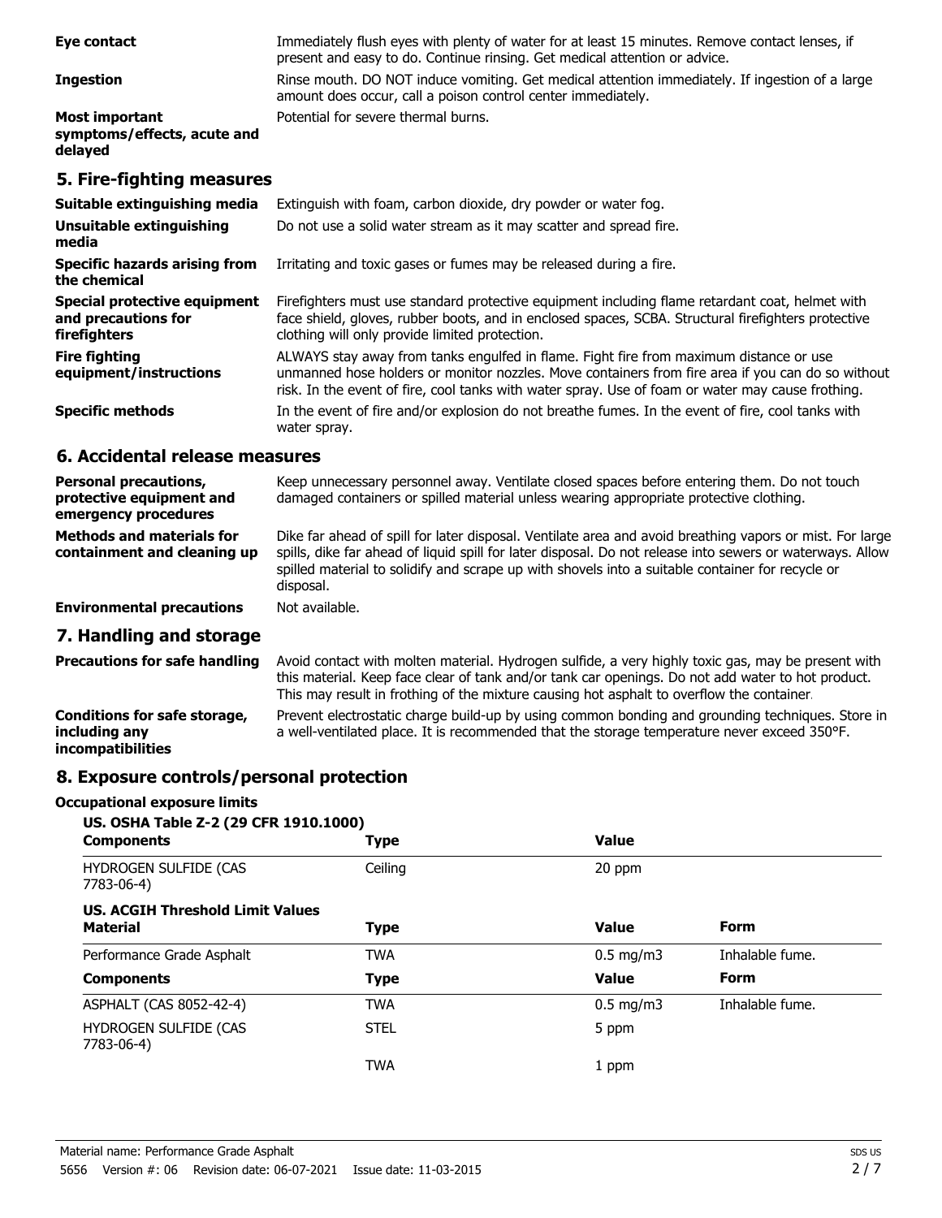| | |
|---|---|
| **Eye contact** | Immediately flush eyes with plenty of water for at least 15 minutes. Remove contact lenses, if present and easy to do. Continue rinsing. Get medical attention or advice. |
| **Ingestion** | Rinse mouth. DO NOT induce vomiting. Get medical attention immediately. If ingestion of a large amount does occur, call a poison control center immediately. |
| **Most important symptoms/effects, acute and delayed** | Potential for severe thermal burns. |

## 5. Fire-fighting measures

| | |
|---|---|
| **Suitable extinguishing media** | Extinguish with foam, carbon dioxide, dry powder or water fog. |
| **Unsuitable extinguishing media** | Do not use a solid water stream as it may scatter and spread fire. |
| **Specific hazards arising from the chemical** | Irritating and toxic gases or fumes may be released during a fire. |
| **Special protective equipment and precautions for firefighters** | Firefighters must use standard protective equipment including flame retardant coat, helmet with face shield, gloves, rubber boots, and in enclosed spaces, SCBA. Structural firefighters protective clothing will only provide limited protection. |
| **Fire fighting equipment/instructions** | ALWAYS stay away from tanks engulfed in flame. Fight fire from maximum distance or use unmanned hose holders or monitor nozzles. Move containers from fire area if you can do so without risk. In the event of fire, cool tanks with water spray. Use of foam or water may cause frothing. |
| **Specific methods** | In the event of fire and/or explosion do not breathe fumes. In the event of fire, cool tanks with water spray. |

## 6. Accidental release measures

| | |
|---|---|
| **Personal precautions, protective equipment and emergency procedures** | Keep unnecessary personnel away. Ventilate closed spaces before entering them. Do not touch damaged containers or spilled material unless wearing appropriate protective clothing. |
| **Methods and materials for containment and cleaning up** | Dike far ahead of spill for later disposal. Ventilate area and avoid breathing vapors or mist. For large spills, dike far ahead of liquid spill for later disposal. Do not release into sewers or waterways. Allow spilled material to solidify and scrape up with shovels into a suitable container for recycle or disposal. |
| **Environmental precautions** | Not available. |

## 7. Handling and storage

| | |
|---|---|
| **Precautions for safe handling** | Avoid contact with molten material. Hydrogen sulfide, a very highly toxic gas, may be present with this material. Keep face clear of tank and/or tank car openings. Do not add water to hot product. This may result in frothing of the mixture causing hot asphalt to overflow the container. |
| **Conditions for safe storage, including any incompatibilities** | Prevent electrostatic charge build-up by using common bonding and grounding techniques. Store in a well-ventilated place. It is recommended that the storage temperature never exceed 350°F. |

## 8. Exposure controls/personal protection

### Occupational exposure limits

**US. OSHA Table Z-2 (29 CFR 1910.1000)**

| Components | Type | Value |
|---|---|---|
| HYDROGEN SULFIDE (CAS 7783-06-4) | Ceiling | 20 ppm |

**US. ACGIH Threshold Limit Values**

| Material | Type | Value | Form |
|---|---|---|---|
| Performance Grade Asphalt | TWA | 0.5 mg/m3 | Inhalable fume. |
| **Components** | **Type** | **Value** | **Form** |
| ASPHALT (CAS 8052-42-4) | TWA | 0.5 mg/m3 | Inhalable fume. |
| HYDROGEN SULFIDE (CAS 7783-06-4) | STEL | 5 ppm | |
| | TWA | 1 ppm | |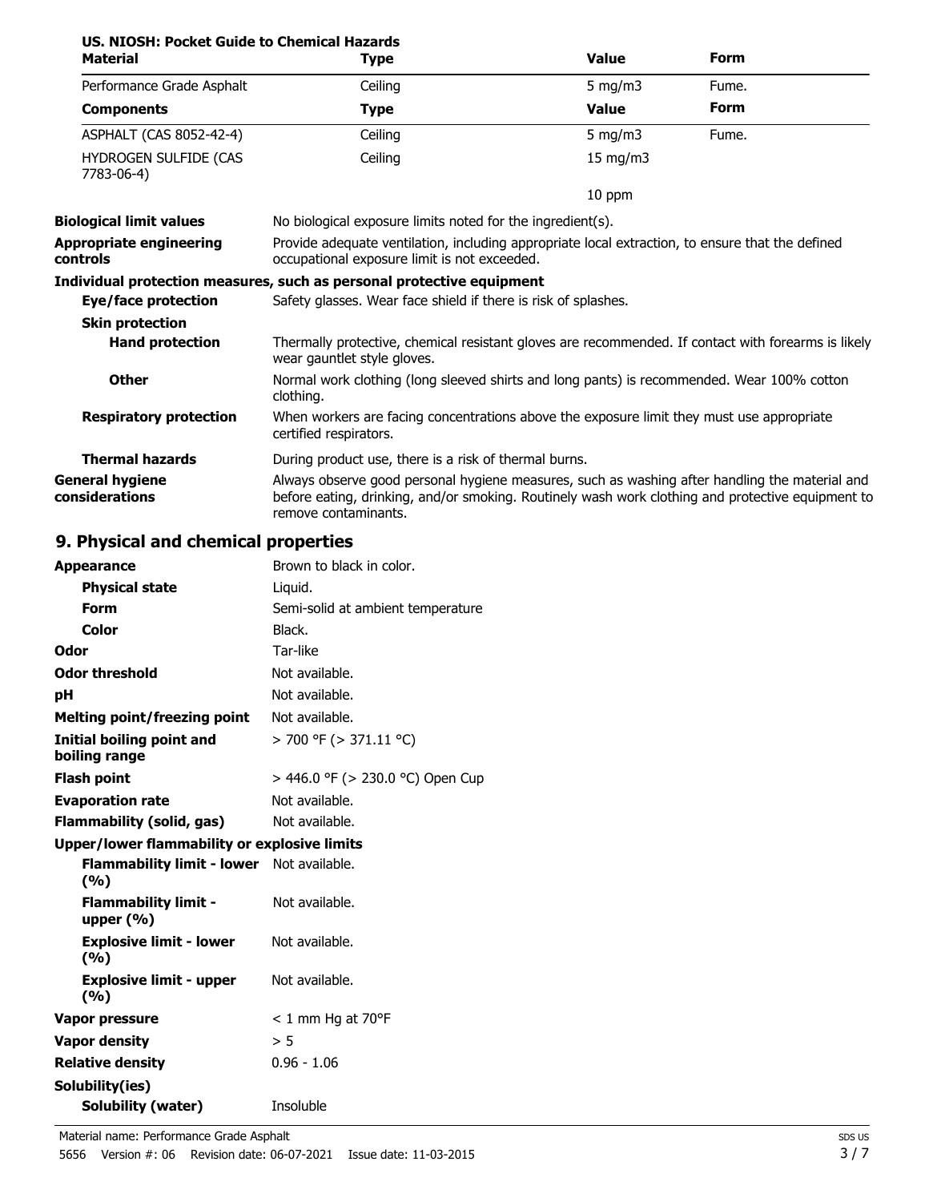**US. NIOSH: Pocket Guide to Chemical Hazards**

| Material | Type | Value | Form |
| --- | --- | --- | --- |
| Performance Grade Asphalt | Ceiling | 5 mg/m3 | Fume. |
| **Components** | **Type** | **Value** | **Form** |
| ASPHALT (CAS 8052-42-4) | Ceiling | 5 mg/m3 | Fume. |
| HYDROGEN SULFIDE (CAS 7783-06-4) | Ceiling | 15 mg/m3 | |
| | | 10 ppm | |

**Biological limit values** No biological exposure limits noted for the ingredient(s).

**Appropriate engineering controls** Provide adequate ventilation, including appropriate local extraction, to ensure that the defined occupational exposure limit is not exceeded.

**Individual protection measures, such as personal protective equipment**

**Eye/face protection** Safety glasses. Wear face shield if there is risk of splashes.

**Skin protection**

**Hand protection** Thermally protective, chemical resistant gloves are recommended. If contact with forearms is likely wear gauntlet style gloves.

**Other** Normal work clothing (long sleeved shirts and long pants) is recommended. Wear 100% cotton clothing.

**Respiratory protection** When workers are facing concentrations above the exposure limit they must use appropriate certified respirators.

**Thermal hazards** During product use, there is a risk of thermal burns.

**General hygiene considerations** Always observe good personal hygiene measures, such as washing after handling the material and before eating, drinking, and/or smoking. Routinely wash work clothing and protective equipment to remove contaminants.

## 9. Physical and chemical properties

| | |
| --- | --- |
| **Appearance** | Brown to black in color. |
| **Physical state** | Liquid. |
| **Form** | Semi-solid at ambient temperature |
| **Color** | Black. |
| **Odor** | Tar-like |
| **Odor threshold** | Not available. |
| **pH** | Not available. |
| **Melting point/freezing point** | Not available. |
| **Initial boiling point and boiling range** | > 700 °F (> 371.11 °C) |
| **Flash point** | > 446.0 °F (> 230.0 °C) Open Cup |
| **Evaporation rate** | Not available. |
| **Flammability (solid, gas)** | Not available. |
| **Upper/lower flammability or explosive limits** | |
| **Flammability limit - lower (%)** | Not available. |
| **Flammability limit - upper (%)** | Not available. |
| **Explosive limit - lower (%)** | Not available. |
| **Explosive limit - upper (%)** | Not available. |
| **Vapor pressure** | < 1 mm Hg at 70°F |
| **Vapor density** | > 5 |
| **Relative density** | 0.96 - 1.06 |
| **Solubility(ies)** | |
| **Solubility (water)** | Insoluble |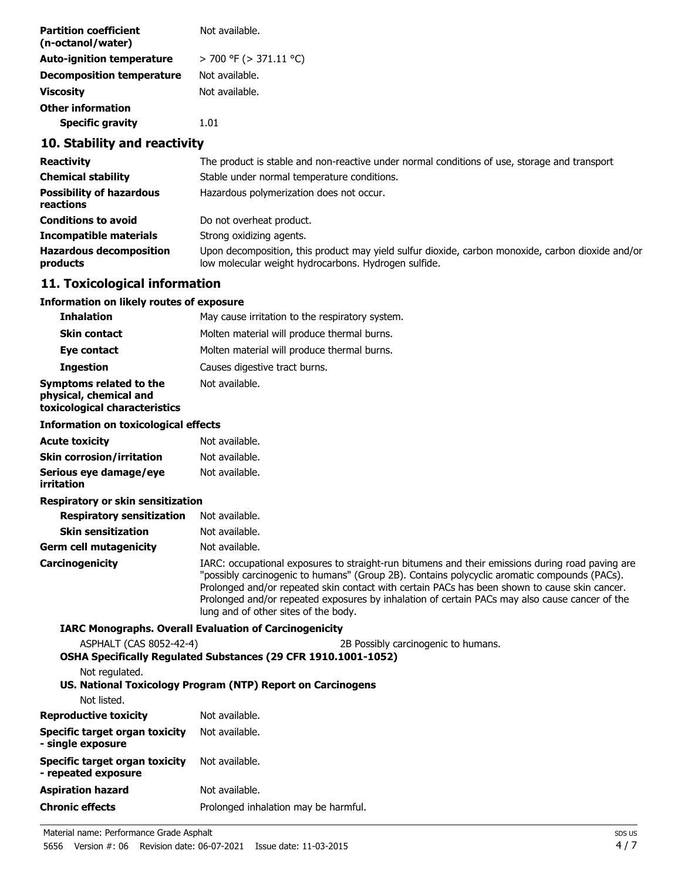| | |
|---|---|
| **Partition coefficient (n-octanol/water)** | Not available. |
| **Auto-ignition temperature** | > 700 °F (> 371.11 °C) |
| **Decomposition temperature** | Not available. |
| **Viscosity** | Not available. |
| **Other information** | |
| **Specific gravity** | 1.01 |

## 10. Stability and reactivity

| | |
|---|---|
| **Reactivity** | The product is stable and non-reactive under normal conditions of use, storage and transport |
| **Chemical stability** | Stable under normal temperature conditions. |
| **Possibility of hazardous reactions** | Hazardous polymerization does not occur. |
| **Conditions to avoid** | Do not overheat product. |
| **Incompatible materials** | Strong oxidizing agents. |
| **Hazardous decomposition products** | Upon decomposition, this product may yield sulfur dioxide, carbon monoxide, carbon dioxide and/or low molecular weight hydrocarbons. Hydrogen sulfide. |

## 11. Toxicological information

### Information on likely routes of exposure

| | |
|---|---|
| **Inhalation** | May cause irritation to the respiratory system. |
| **Skin contact** | Molten material will produce thermal burns. |
| **Eye contact** | Molten material will produce thermal burns. |
| **Ingestion** | Causes digestive tract burns. |
| **Symptoms related to the physical, chemical and toxicological characteristics** | Not available. |

### Information on toxicological effects

| | |
|---|---|
| **Acute toxicity** | Not available. |
| **Skin corrosion/irritation** | Not available. |
| **Serious eye damage/eye irritation** | Not available. |

**Respiratory or skin sensitization**

| | |
|---|---|
| **Respiratory sensitization** | Not available. |
| **Skin sensitization** | Not available. |
| **Germ cell mutagenicity** | Not available. |
| **Carcinogenicity** | IARC: occupational exposures to straight-run bitumens and their emissions during road paving are "possibly carcinogenic to humans" (Group 2B). Contains polycyclic aromatic compounds (PACs). Prolonged and/or repeated skin contact with certain PACs has been shown to cause skin cancer. Prolonged and/or repeated exposures by inhalation of certain PACs may also cause cancer of the lung and of other sites of the body. |

**IARC Monographs. Overall Evaluation of Carcinogenicity**

ASPHALT (CAS 8052-42-4) — 2B Possibly carcinogenic to humans.

**OSHA Specifically Regulated Substances (29 CFR 1910.1001-1052)**

Not regulated.

**US. National Toxicology Program (NTP) Report on Carcinogens**

Not listed.

| | |
|---|---|
| **Reproductive toxicity** | Not available. |
| **Specific target organ toxicity - single exposure** | Not available. |
| **Specific target organ toxicity - repeated exposure** | Not available. |
| **Aspiration hazard** | Not available. |
| **Chronic effects** | Prolonged inhalation may be harmful. |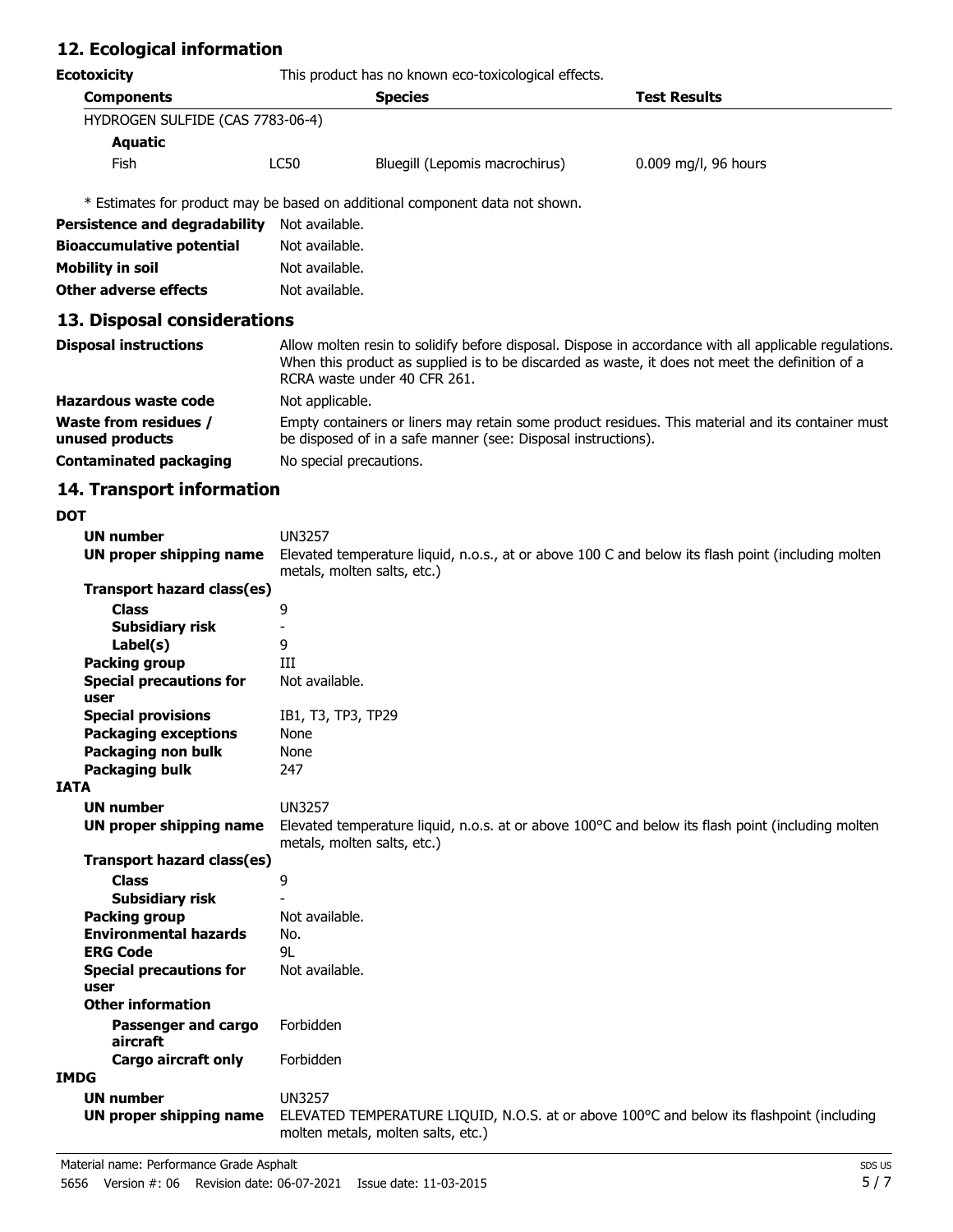## 12. Ecological information

**Ecotoxicity** This product has no known eco-toxicological effects.

| Components | | Species | Test Results |
|---|---|---|---|
| HYDROGEN SULFIDE (CAS 7783-06-4) | | | |
| **Aquatic** | | | |
| Fish | LC50 | Bluegill (Lepomis macrochirus) | 0.009 mg/l, 96 hours |

\* Estimates for product may be based on additional component data not shown.

**Persistence and degradability** Not available.

**Bioaccumulative potential** Not available.

**Mobility in soil** Not available.

**Other adverse effects** Not available.

## 13. Disposal considerations

**Disposal instructions** Allow molten resin to solidify before disposal. Dispose in accordance with all applicable regulations. When this product as supplied is to be discarded as waste, it does not meet the definition of a RCRA waste under 40 CFR 261.

**Hazardous waste code** Not applicable.

**Waste from residues / unused products** Empty containers or liners may retain some product residues. This material and its container must be disposed of in a safe manner (see: Disposal instructions).

**Contaminated packaging** No special precautions.

## 14. Transport information

**DOT**

**UN number** UN3257

**UN proper shipping name** Elevated temperature liquid, n.o.s., at or above 100 C and below its flash point (including molten metals, molten salts, etc.)

**Transport hazard class(es)**

**Class** 9

**Subsidiary risk** -

**Label(s)** 9

**Packing group** III

**Special precautions for user** Not available.

**Special provisions** IB1, T3, TP3, TP29

**Packaging exceptions** None

**Packaging non bulk** None

**Packaging bulk** 247

**IATA**

**UN number** UN3257

**UN proper shipping name** Elevated temperature liquid, n.o.s. at or above 100°C and below its flash point (including molten metals, molten salts, etc.)

**Transport hazard class(es)**

**Class** 9

**Subsidiary risk** -

**Packing group** Not available.

**Environmental hazards** No.

**ERG Code** 9L

**Special precautions for user** Not available.

**Other information**

**Passenger and cargo aircraft** Forbidden

**Cargo aircraft only** Forbidden

**IMDG**

**UN number** UN3257

**UN proper shipping name** ELEVATED TEMPERATURE LIQUID, N.O.S. at or above 100°C and below its flashpoint (including molten metals, molten salts, etc.)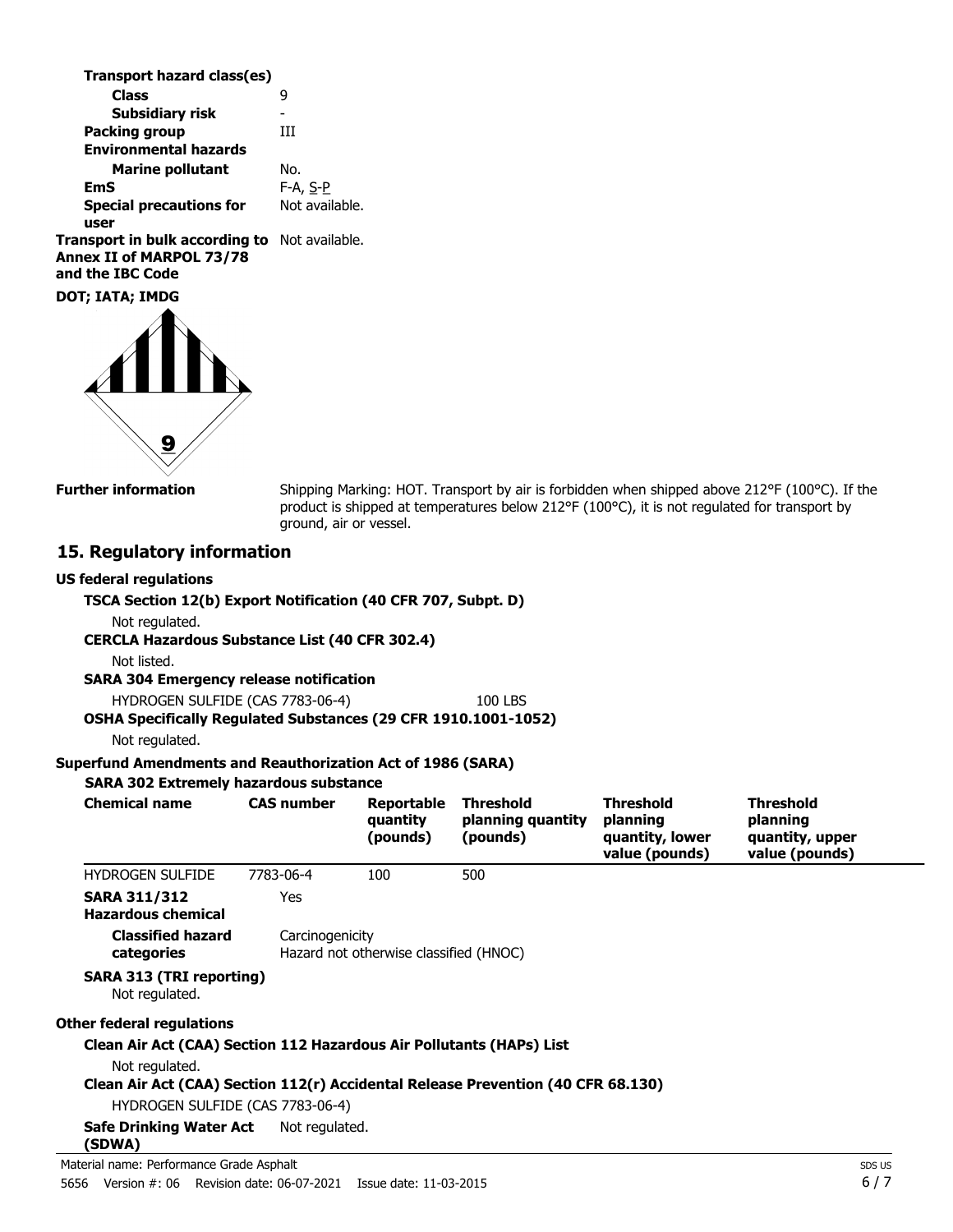**Transport hazard class(es)**

| | |
|---|---|
| **Class** | 9 |
| **Subsidiary risk** | - |
| **Packing group** | III |
| **Environmental hazards** | |
| **Marine pollutant** | No. |
| **EmS** | F-A, S-P |
| **Special precautions for user** | Not available. |
| **Transport in bulk according to Annex II of MARPOL 73/78 and the IBC Code** | Not available. |

**DOT; IATA; IMDG**

**Further information** Shipping Marking: HOT. Transport by air is forbidden when shipped above 212°F (100°C). If the product is shipped at temperatures below 212°F (100°C), it is not regulated for transport by ground, air or vessel.

## 15. Regulatory information

### US federal regulations

**TSCA Section 12(b) Export Notification (40 CFR 707, Subpt. D)**

Not regulated.

**CERCLA Hazardous Substance List (40 CFR 302.4)**

Not listed.

**SARA 304 Emergency release notification**

HYDROGEN SULFIDE (CAS 7783-06-4) 100 LBS

**OSHA Specifically Regulated Substances (29 CFR 1910.1001-1052)**

Not regulated.

### Superfund Amendments and Reauthorization Act of 1986 (SARA)

**SARA 302 Extremely hazardous substance**

| Chemical name | CAS number | Reportable quantity (pounds) | Threshold planning quantity (pounds) | Threshold planning quantity, lower value (pounds) | Threshold planning quantity, upper value (pounds) |
|---|---|---|---|---|---|
| HYDROGEN SULFIDE | 7783-06-4 | 100 | 500 | | |

**SARA 311/312 Hazardous chemical** Yes

**Classified hazard categories** Carcinogenicity
Hazard not otherwise classified (HNOC)

**SARA 313 (TRI reporting)**
Not regulated.

### Other federal regulations

**Clean Air Act (CAA) Section 112 Hazardous Air Pollutants (HAPs) List**

Not regulated.

**Clean Air Act (CAA) Section 112(r) Accidental Release Prevention (40 CFR 68.130)**

HYDROGEN SULFIDE (CAS 7783-06-4)

**Safe Drinking Water Act (SDWA)** Not regulated.

Material name: Performance Grade Asphalt

5656 Version #: 06 Revision date: 06-07-2021 Issue date: 11-03-2015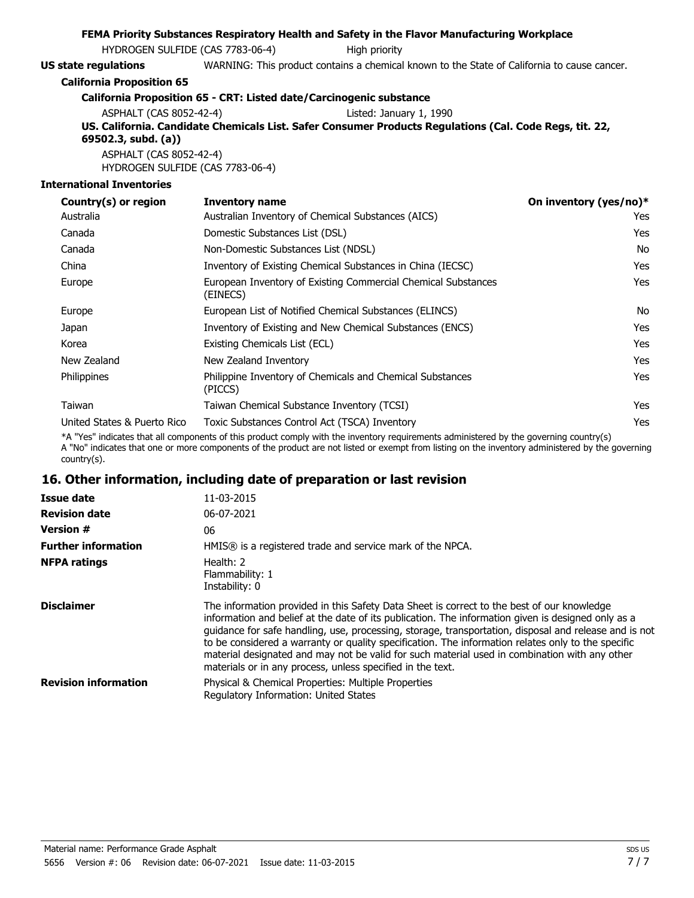**FEMA Priority Substances Respiratory Health and Safety in the Flavor Manufacturing Workplace**

HYDROGEN SULFIDE (CAS 7783-06-4) High priority

**US state regulations** WARNING: This product contains a chemical known to the State of California to cause cancer.

**California Proposition 65**

**California Proposition 65 - CRT: Listed date/Carcinogenic substance**

ASPHALT (CAS 8052-42-4) Listed: January 1, 1990

**US. California. Candidate Chemicals List. Safer Consumer Products Regulations (Cal. Code Regs, tit. 22, 69502.3, subd. (a))**

ASPHALT (CAS 8052-42-4)
HYDROGEN SULFIDE (CAS 7783-06-4)

**International Inventories**

| Country(s) or region | Inventory name | On inventory (yes/no)* |
|---|---|---|
| Australia | Australian Inventory of Chemical Substances (AICS) | Yes |
| Canada | Domestic Substances List (DSL) | Yes |
| Canada | Non-Domestic Substances List (NDSL) | No |
| China | Inventory of Existing Chemical Substances in China (IECSC) | Yes |
| Europe | European Inventory of Existing Commercial Chemical Substances (EINECS) | Yes |
| Europe | European List of Notified Chemical Substances (ELINCS) | No |
| Japan | Inventory of Existing and New Chemical Substances (ENCS) | Yes |
| Korea | Existing Chemicals List (ECL) | Yes |
| New Zealand | New Zealand Inventory | Yes |
| Philippines | Philippine Inventory of Chemicals and Chemical Substances (PICCS) | Yes |
| Taiwan | Taiwan Chemical Substance Inventory (TCSI) | Yes |
| United States & Puerto Rico | Toxic Substances Control Act (TSCA) Inventory | Yes |

*A "Yes" indicates that all components of this product comply with the inventory requirements administered by the governing country(s)
A "No" indicates that one or more components of the product are not listed or exempt from listing on the inventory administered by the governing country(s).

## 16. Other information, including date of preparation or last revision

**Issue date** 11-03-2015

**Revision date** 06-07-2021

**Version #** 06

**Further information** HMIS® is a registered trade and service mark of the NPCA.

**NFPA ratings** Health: 2
Flammability: 1
Instability: 0

**Disclaimer** The information provided in this Safety Data Sheet is correct to the best of our knowledge information and belief at the date of its publication. The information given is designed only as a guidance for safe handling, use, processing, storage, transportation, disposal and release and is not to be considered a warranty or quality specification. The information relates only to the specific material designated and may not be valid for such material used in combination with any other materials or in any process, unless specified in the text.

**Revision information** Physical & Chemical Properties: Multiple Properties
Regulatory Information: United States